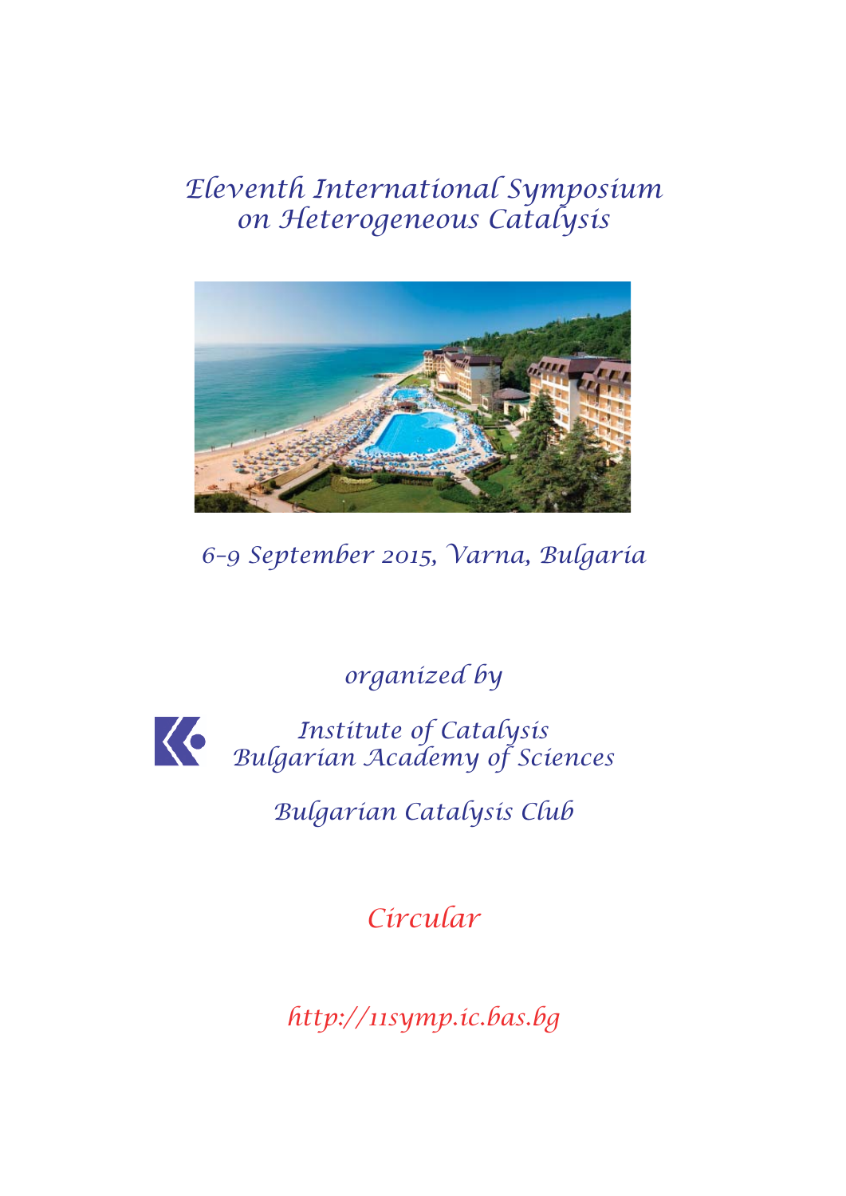# Eleventh International Symposium on Heterogeneous Catalysis

*6-9 September 2015, Varna, Bulgaria*

*organized by*

*Institute of Catalysis*
*Bulgarian Academy of Sciences*

*Bulgarian Catalysis Club*

## *Circular*

*http://11symp.ic.bas.bg*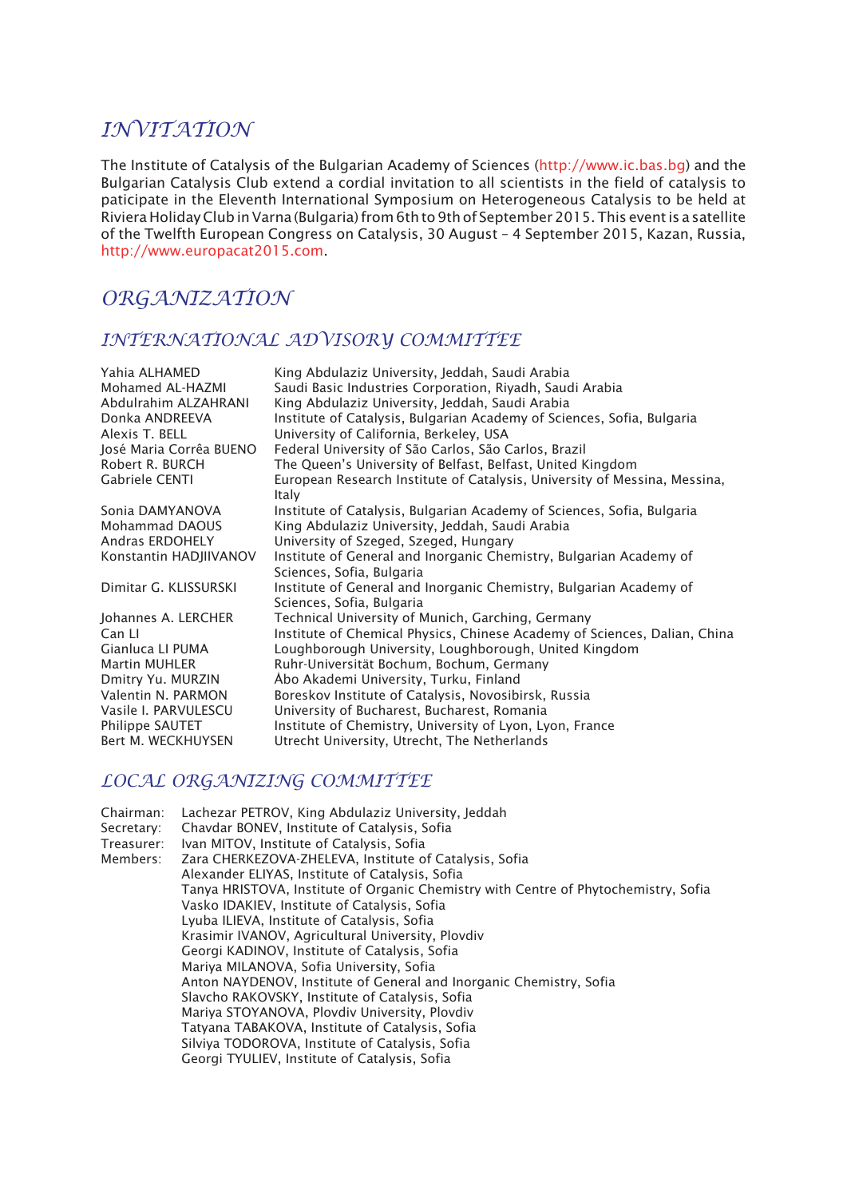# INVITATION

The Institute of Catalysis of the Bulgarian Academy of Sciences (http://www.ic.bas.bg) and the Bulgarian Catalysis Club extend a cordial invitation to all scientists in the field of catalysis to paticipate in the Eleventh International Symposium on Heterogeneous Catalysis to be held at Riviera Holiday Club in Varna (Bulgaria) from 6th to 9th of September 2015. This event is a satellite of the Twelfth European Congress on Catalysis, 30 August – 4 September 2015, Kazan, Russia, http://www.europacat2015.com.

# ORGANIZATION

## INTERNATIONAL ADVISORY COMMITTEE

| | |
|---|---|
| Yahia ALHAMED | King Abdulaziz University, Jeddah, Saudi Arabia |
| Mohamed AL-HAZMI | Saudi Basic Industries Corporation, Riyadh, Saudi Arabia |
| Abdulrahim ALZAHRANI | King Abdulaziz University, Jeddah, Saudi Arabia |
| Donka ANDREEVA | Institute of Catalysis, Bulgarian Academy of Sciences, Sofia, Bulgaria |
| Alexis T. BELL | University of California, Berkeley, USA |
| José Maria Corrêa BUENO | Federal University of São Carlos, São Carlos, Brazil |
| Robert R. BURCH | The Queen's University of Belfast, Belfast, United Kingdom |
| Gabriele CENTI | European Research Institute of Catalysis, University of Messina, Messina, Italy |
| Sonia DAMYANOVA | Institute of Catalysis, Bulgarian Academy of Sciences, Sofia, Bulgaria |
| Mohammad DAOUS | King Abdulaziz University, Jeddah, Saudi Arabia |
| Andras ERDOHELY | University of Szeged, Szeged, Hungary |
| Konstantin HADJIIVANOV | Institute of General and Inorganic Chemistry, Bulgarian Academy of Sciences, Sofia, Bulgaria |
| Dimitar G. KLISSURSKI | Institute of General and Inorganic Chemistry, Bulgarian Academy of Sciences, Sofia, Bulgaria |
| Johannes A. LERCHER | Technical University of Munich, Garching, Germany |
| Can LI | Institute of Chemical Physics, Chinese Academy of Sciences, Dalian, China |
| Gianluca LI PUMA | Loughborough University, Loughborough, United Kingdom |
| Martin MUHLER | Ruhr-Universität Bochum, Bochum, Germany |
| Dmitry Yu. MURZIN | Åbo Akademi University, Turku, Finland |
| Valentin N. PARMON | Boreskov Institute of Catalysis, Novosibirsk, Russia |
| Vasile I. PARVULESCU | University of Bucharest, Bucharest, Romania |
| Philippe SAUTET | Institute of Chemistry, University of Lyon, Lyon, France |
| Bert M. WECKHUYSEN | Utrecht University, Utrecht, The Netherlands |

## LOCAL ORGANIZING COMMITTEE

Chairman: Lachezar PETROV, King Abdulaziz University, Jeddah
Secretary: Chavdar BONEV, Institute of Catalysis, Sofia
Treasurer: Ivan MITOV, Institute of Catalysis, Sofia
Members:
- Zara CHERKEZOVA-ZHELEVA, Institute of Catalysis, Sofia
- Alexander ELIYAS, Institute of Catalysis, Sofia
- Tanya HRISTOVA, Institute of Organic Chemistry with Centre of Phytochemistry, Sofia
- Vasko IDAKIEV, Institute of Catalysis, Sofia
- Lyuba ILIEVA, Institute of Catalysis, Sofia
- Krasimir IVANOV, Agricultural University, Plovdiv
- Georgi KADINOV, Institute of Catalysis, Sofia
- Mariya MILANOVA, Sofia University, Sofia
- Anton NAYDENOV, Institute of General and Inorganic Chemistry, Sofia
- Slavcho RAKOVSKY, Institute of Catalysis, Sofia
- Mariya STOYANOVA, Plovdiv University, Plovdiv
- Tatyana TABAKOVA, Institute of Catalysis, Sofia
- Silviya TODOROVA, Institute of Catalysis, Sofia
- Georgi TYULIEV, Institute of Catalysis, Sofia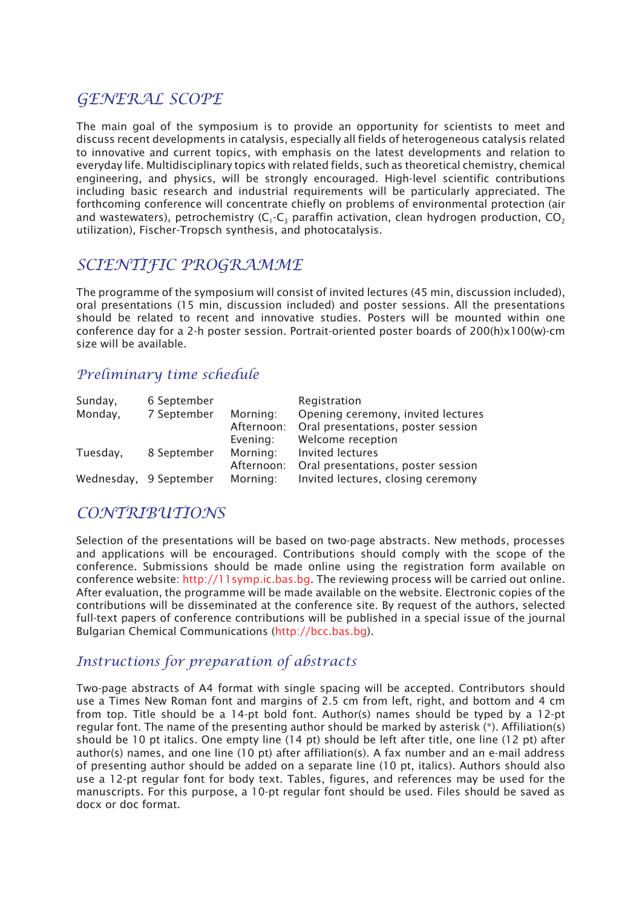## GENERAL SCOPE

The main goal of the symposium is to provide an opportunity for scientists to meet and discuss recent developments in catalysis, especially all fields of heterogeneous catalysis related to innovative and current topics, with emphasis on the latest developments and relation to everyday life. Multidisciplinary topics with related fields, such as theoretical chemistry, chemical engineering, and physics, will be strongly encouraged. High-level scientific contributions including basic research and industrial requirements will be particularly appreciated. The forthcoming conference will concentrate chiefly on problems of environmental protection (air and wastewaters), petrochemistry ($C_1$-$C_3$ paraffin activation, clean hydrogen production, $CO_2$ utilization), Fischer-Tropsch synthesis, and photocatalysis.

## SCIENTIFIC PROGRAMME

The programme of the symposium will consist of invited lectures (45 min, discussion included), oral presentations (15 min, discussion included) and poster sessions. All the presentations should be related to recent and innovative studies. Posters will be mounted within one conference day for a 2-h poster session. Portrait-oriented poster boards of 200(h)x100(w)-cm size will be available.

### Preliminary time schedule

| | | | |
|---|---|---|---|
| Sunday, | 6 September | | Registration |
| Monday, | 7 September | Morning: | Opening ceremony, invited lectures |
| | | Afternoon: | Oral presentations, poster session |
| | | Evening: | Welcome reception |
| Tuesday, | 8 September | Morning: | Invited lectures |
| | | Afternoon: | Oral presentations, poster session |
| Wednesday, | 9 September | Morning: | Invited lectures, closing ceremony |

## CONTRIBUTIONS

Selection of the presentations will be based on two-page abstracts. New methods, processes and applications will be encouraged. Contributions should comply with the scope of the conference. Submissions should be made online using the registration form available on conference website: http://11symp.ic.bas.bg. The reviewing process will be carried out online. After evaluation, the programme will be made available on the website. Electronic copies of the contributions will be disseminated at the conference site. By request of the authors, selected full-text papers of conference contributions will be published in a special issue of the journal Bulgarian Chemical Communications (http://bcc.bas.bg).

### Instructions for preparation of abstracts

Two-page abstracts of A4 format with single spacing will be accepted. Contributors should use a Times New Roman font and margins of 2.5 cm from left, right, and bottom and 4 cm from top. Title should be a 14-pt bold font. Author(s) names should be typed by a 12-pt regular font. The name of the presenting author should be marked by asterisk (*). Affiliation(s) should be 10 pt italics. One empty line (14 pt) should be left after title, one line (12 pt) after author(s) names, and one line (10 pt) after affiliation(s). A fax number and an e-mail address of presenting author should be added on a separate line (10 pt, italics). Authors should also use a 12-pt regular font for body text. Tables, figures, and references may be used for the manuscripts. For this purpose, a 10-pt regular font should be used. Files should be saved as docx or doc format.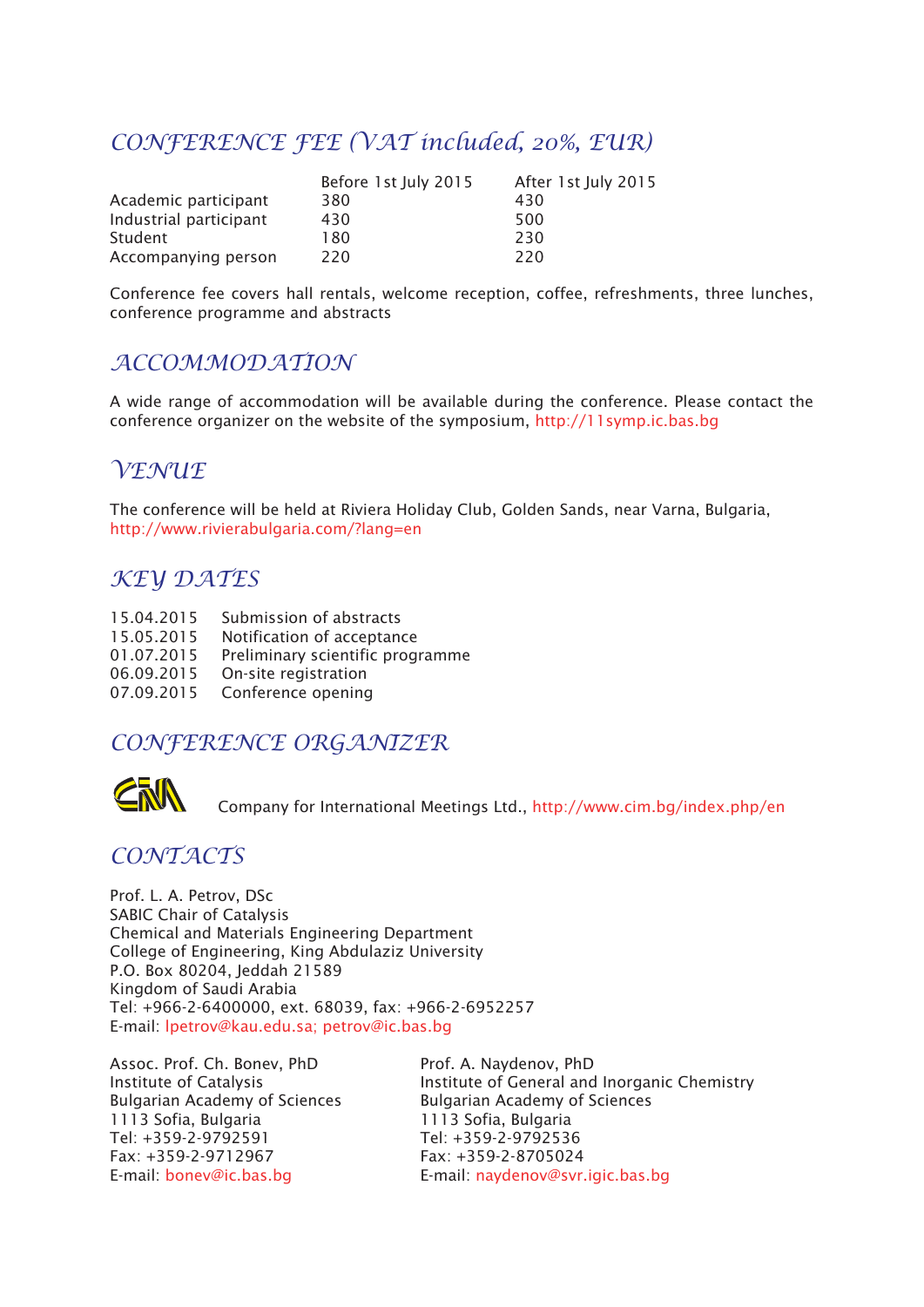## CONFERENCE FEE (VAT included, 20%, EUR)

| | Before 1st July 2015 | After 1st July 2015 |
|---|---|---|
| Academic participant | 380 | 430 |
| Industrial participant | 430 | 500 |
| Student | 180 | 230 |
| Accompanying person | 220 | 220 |

Conference fee covers hall rentals, welcome reception, coffee, refreshments, three lunches, conference programme and abstracts

## ACCOMMODATION

A wide range of accommodation will be available during the conference. Please contact the conference organizer on the website of the symposium, http://11symp.ic.bas.bg

## VENUE

The conference will be held at Riviera Holiday Club, Golden Sands, near Varna, Bulgaria, http://www.rivierabulgaria.com/?lang=en

## KEY DATES

| | |
|---|---|
| 15.04.2015 | Submission of abstracts |
| 15.05.2015 | Notification of acceptance |
| 01.07.2015 | Preliminary scientific programme |
| 06.09.2015 | On-site registration |
| 07.09.2015 | Conference opening |

## CONFERENCE ORGANIZER

Company for International Meetings Ltd., http://www.cim.bg/index.php/en

## CONTACTS

Prof. L. A. Petrov, DSc
SABIC Chair of Catalysis
Chemical and Materials Engineering Department
College of Engineering, King Abdulaziz University
P.O. Box 80204, Jeddah 21589
Kingdom of Saudi Arabia
Tel: +966-2-6400000, ext. 68039, fax: +966-2-6952257
E-mail: lpetrov@kau.edu.sa; petrov@ic.bas.bg

Assoc. Prof. Ch. Bonev, PhD
Institute of Catalysis
Bulgarian Academy of Sciences
1113 Sofia, Bulgaria
Tel: +359-2-9792591
Fax: +359-2-9712967
E-mail: bonev@ic.bas.bg

Prof. A. Naydenov, PhD
Institute of General and Inorganic Chemistry
Bulgarian Academy of Sciences
1113 Sofia, Bulgaria
Tel: +359-2-9792536
Fax: +359-2-8705024
E-mail: naydenov@svr.igic.bas.bg